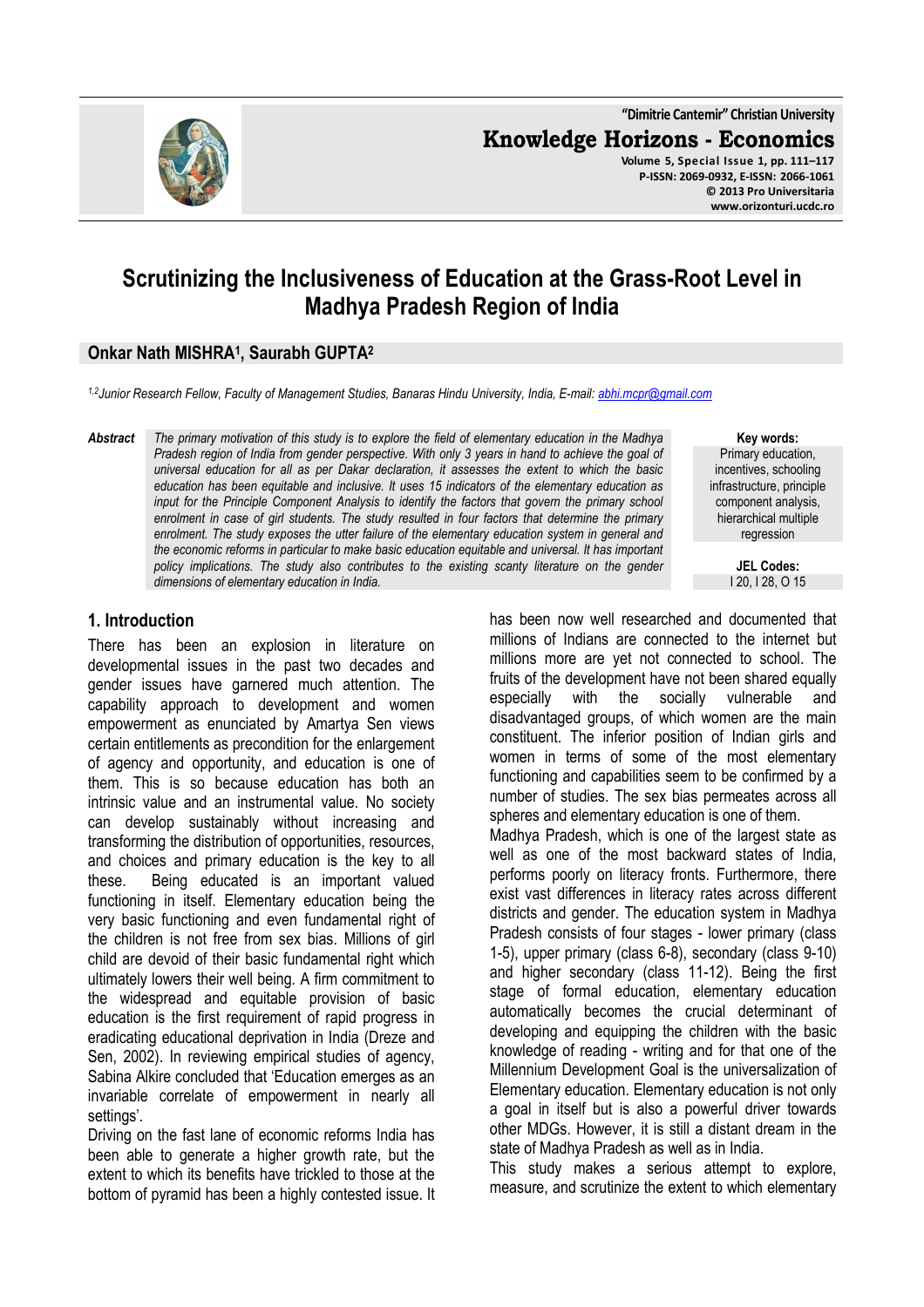# Scrutinizing the Inclusiveness of Education at the Grass-Root Level in Madhya Pradesh Region of India

**Onkar Nath MISHRA[1], Saurabh GUPTA[2]**

*[1,2]Junior Research Fellow, Faculty of Management Studies, Banaras Hindu University, India, E-mail: abhi.mcpr@gmail.com*

***Abstract*** *The primary motivation of this study is to explore the field of elementary education in the Madhya Pradesh region of India from gender perspective. With only 3 years in hand to achieve the goal of universal education for all as per Dakar declaration, it assesses the extent to which the basic education has been equitable and inclusive. It uses 15 indicators of the elementary education as input for the Principle Component Analysis to identify the factors that govern the primary school enrolment in case of girl students. The study resulted in four factors that determine the primary enrolment. The study exposes the utter failure of the elementary education system in general and the economic reforms in particular to make basic education equitable and universal. It has important policy implications. The study also contributes to the existing scanty literature on the gender dimensions of elementary education in India.*

**Key words:** Primary education, incentives, schooling infrastructure, principle component analysis, hierarchical multiple regression

**JEL Codes:** I 20, I 28, O 15

## 1. Introduction

There has been an explosion in literature on developmental issues in the past two decades and gender issues have garnered much attention. The capability approach to development and women empowerment as enunciated by Amartya Sen views certain entitlements as precondition for the enlargement of agency and opportunity, and education is one of them. This is so because education has both an intrinsic value and an instrumental value. No society can develop sustainably without increasing and transforming the distribution of opportunities, resources, and choices and primary education is the key to all these. Being educated is an important valued functioning in itself. Elementary education being the very basic functioning and even fundamental right of the children is not free from sex bias. Millions of girl child are devoid of their basic fundamental right which ultimately lowers their well being. A firm commitment to the widespread and equitable provision of basic education is the first requirement of rapid progress in eradicating educational deprivation in India (Dreze and Sen, 2002). In reviewing empirical studies of agency, Sabina Alkire concluded that 'Education emerges as an invariable correlate of empowerment in nearly all settings'.

Driving on the fast lane of economic reforms India has been able to generate a higher growth rate, but the extent to which its benefits have trickled to those at the bottom of pyramid has been a highly contested issue. It has been now well researched and documented that millions of Indians are connected to the internet but millions more are yet not connected to school. The fruits of the development have not been shared equally especially with the socially vulnerable and disadvantaged groups, of which women are the main constituent. The inferior position of Indian girls and women in terms of some of the most elementary functioning and capabilities seem to be confirmed by a number of studies. The sex bias permeates across all spheres and elementary education is one of them.

Madhya Pradesh, which is one of the largest state as well as one of the most backward states of India, performs poorly on literacy fronts. Furthermore, there exist vast differences in literacy rates across different districts and gender. The education system in Madhya Pradesh consists of four stages - lower primary (class 1-5), upper primary (class 6-8), secondary (class 9-10) and higher secondary (class 11-12). Being the first stage of formal education, elementary education automatically becomes the crucial determinant of developing and equipping the children with the basic knowledge of reading - writing and for that one of the Millennium Development Goal is the universalization of Elementary education. Elementary education is not only a goal in itself but is also a powerful driver towards other MDGs. However, it is still a distant dream in the state of Madhya Pradesh as well as in India.

This study makes a serious attempt to explore, measure, and scrutinize the extent to which elementary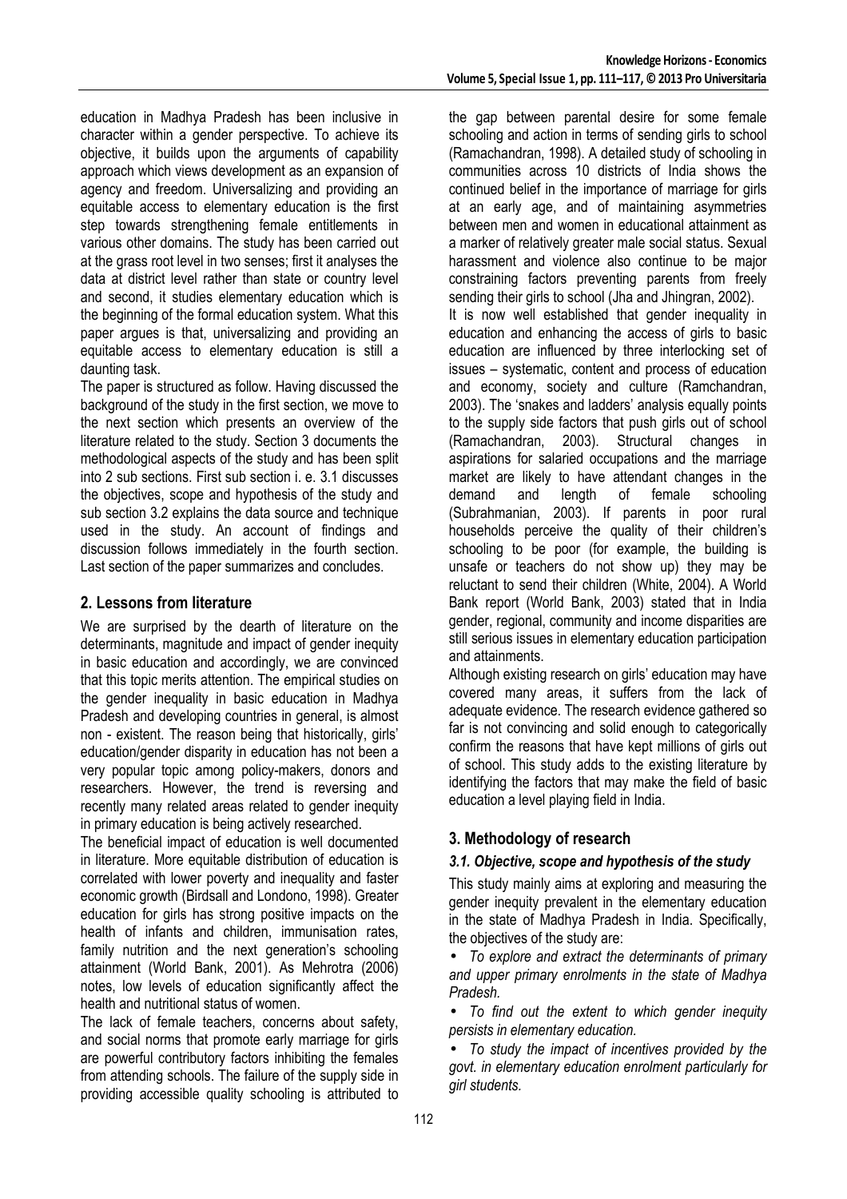education in Madhya Pradesh has been inclusive in character within a gender perspective. To achieve its objective, it builds upon the arguments of capability approach which views development as an expansion of agency and freedom. Universalizing and providing an equitable access to elementary education is the first step towards strengthening female entitlements in various other domains. The study has been carried out at the grass root level in two senses; first it analyses the data at district level rather than state or country level and second, it studies elementary education which is the beginning of the formal education system. What this paper argues is that, universalizing and providing an equitable access to elementary education is still a daunting task.

The paper is structured as follow. Having discussed the background of the study in the first section, we move to the next section which presents an overview of the literature related to the study. Section 3 documents the methodological aspects of the study and has been split into 2 sub sections. First sub section i. e. 3.1 discusses the objectives, scope and hypothesis of the study and sub section 3.2 explains the data source and technique used in the study. An account of findings and discussion follows immediately in the fourth section. Last section of the paper summarizes and concludes.

## 2. Lessons from literature

We are surprised by the dearth of literature on the determinants, magnitude and impact of gender inequity in basic education and accordingly, we are convinced that this topic merits attention. The empirical studies on the gender inequality in basic education in Madhya Pradesh and developing countries in general, is almost non - existent. The reason being that historically, girls' education/gender disparity in education has not been a very popular topic among policy-makers, donors and researchers. However, the trend is reversing and recently many related areas related to gender inequity in primary education is being actively researched.

The beneficial impact of education is well documented in literature. More equitable distribution of education is correlated with lower poverty and inequality and faster economic growth (Birdsall and Londono, 1998). Greater education for girls has strong positive impacts on the health of infants and children, immunisation rates, family nutrition and the next generation's schooling attainment (World Bank, 2001). As Mehrotra (2006) notes, low levels of education significantly affect the health and nutritional status of women.

The lack of female teachers, concerns about safety, and social norms that promote early marriage for girls are powerful contributory factors inhibiting the females from attending schools. The failure of the supply side in providing accessible quality schooling is attributed to the gap between parental desire for some female schooling and action in terms of sending girls to school (Ramachandran, 1998). A detailed study of schooling in communities across 10 districts of India shows the continued belief in the importance of marriage for girls at an early age, and of maintaining asymmetries between men and women in educational attainment as a marker of relatively greater male social status. Sexual harassment and violence also continue to be major constraining factors preventing parents from freely sending their girls to school (Jha and Jhingran, 2002).

It is now well established that gender inequality in education and enhancing the access of girls to basic education are influenced by three interlocking set of issues – systematic, content and process of education and economy, society and culture (Ramchandran, 2003). The 'snakes and ladders' analysis equally points to the supply side factors that push girls out of school (Ramachandran, 2003). Structural changes in aspirations for salaried occupations and the marriage market are likely to have attendant changes in the demand and length of female schooling (Subrahmanian, 2003). If parents in poor rural households perceive the quality of their children's schooling to be poor (for example, the building is unsafe or teachers do not show up) they may be reluctant to send their children (White, 2004). A World Bank report (World Bank, 2003) stated that in India gender, regional, community and income disparities are still serious issues in elementary education participation and attainments.

Although existing research on girls' education may have covered many areas, it suffers from the lack of adequate evidence. The research evidence gathered so far is not convincing and solid enough to categorically confirm the reasons that have kept millions of girls out of school. This study adds to the existing literature by identifying the factors that may make the field of basic education a level playing field in India.

## 3. Methodology of research

### *3.1. Objective, scope and hypothesis of the study*

This study mainly aims at exploring and measuring the gender inequity prevalent in the elementary education in the state of Madhya Pradesh in India. Specifically, the objectives of the study are:

- *To explore and extract the determinants of primary and upper primary enrolments in the state of Madhya Pradesh.*
- *To find out the extent to which gender inequity persists in elementary education.*
- *To study the impact of incentives provided by the govt. in elementary education enrolment particularly for girl students.*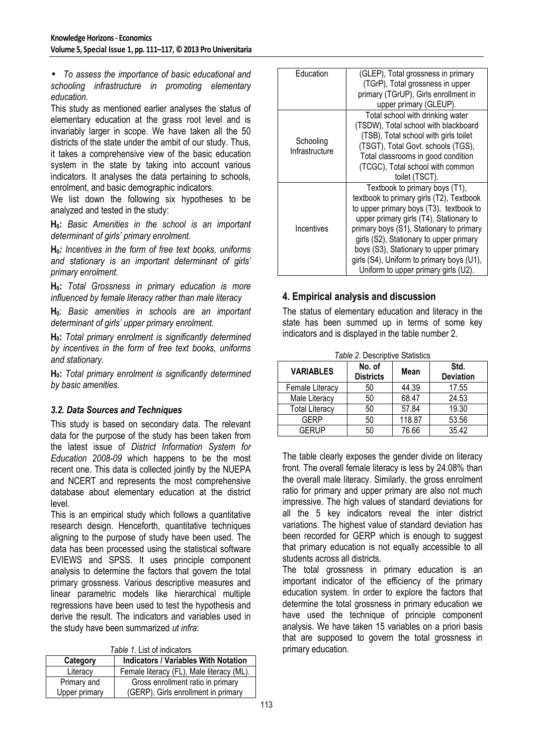- *To assess the importance of basic educational and schooling infrastructure in promoting elementary education.*

This study as mentioned earlier analyses the status of elementary education at the grass root level and is invariably larger in scope. We have taken all the 50 districts of the state under the ambit of our study. Thus, it takes a comprehensive view of the basic education system in the state by taking into account various indicators. It analyses the data pertaining to schools, enrolment, and basic demographic indicators.

We list down the following six hypotheses to be analyzed and tested in the study:

**$H_0$:** *Basic Amenities in the school is an important determinant of girls' primary enrolment.*

**$H_0$:** *Incentives in the form of free text books, uniforms and stationary is an important determinant of girls' primary enrolment.*

**$H_0$:** *Total Grossness in primary education is more influenced by female literacy rather than male literacy*

**$H_0$**: *Basic amenities in schools are an important determinant of girls' upper primary enrolment.*

**$H_0$:** *Total primary enrolment is significantly determined by incentives in the form of free text books, uniforms and stationary.*

**$H_0$:** *Total primary enrolment is significantly determined by basic amenities.*

### *3.2. Data Sources and Techniques*

This study is based on secondary data. The relevant data for the purpose of the study has been taken from the latest issue of *District Information System for Education 2008-09* which happens to be the most recent one. This data is collected jointly by the NUEPA and NCERT and represents the most comprehensive database about elementary education at the district level.

This is an empirical study which follows a quantitative research design. Henceforth, quantitative techniques aligning to the purpose of study have been used. The data has been processed using the statistical software EVIEWS and SPSS. It uses principle component analysis to determine the factors that govern the total primary grossness. Various descriptive measures and linear parametric models like hierarchical multiple regressions have been used to test the hypothesis and derive the result. The indicators and variables used in the study have been summarized *ut infra*:

*Table 1.* List of indicators

| Category | Indicators / Variables With Notation |
|---|---|
| Literacy | Female literacy (FL), Male literacy (ML). |
| Primary and Upper primary Education | Gross enrollment ratio in primary (GERP), Girls enrollment in primary (GLEP), Total grossness in primary (TGrP), Total grossness in upper primary (TGrUP), Girls enrollment in upper primary (GLEUP). |
| Schooling Infrastructure | Total school with drinking water (TSDW), Total school with blackboard (TSB), Total school with girls toilet (TSGT), Total Govt. schools (TGS), Total classrooms in good condition (TCGC), Total school with common toilet (TSCT). |
| Incentives | Textbook to primary boys (T1), textbook to primary girls (T2), Textbook to upper primary boys (T3), textbook to upper primary girls (T4), Stationary to primary boys (S1), Stationary to primary girls (S2), Stationary to upper primary boys (S3), Stationary to upper primary girls (S4), Uniform to primary boys (U1), Uniform to upper primary girls (U2). |

## 4. Empirical analysis and discussion

The status of elementary education and literacy in the state has been summed up in terms of some key indicators and is displayed in the table number 2.

*Table 2.* Descriptive Statistics

| VARIABLES | No. of Districts | Mean | Std. Deviation |
|---|---|---|---|
| Female Literacy | 50 | 44.39 | 17.55 |
| Male Literacy | 50 | 68.47 | 24.53 |
| Total Literacy | 50 | 57.84 | 19.30 |
| GERP | 50 | 118.87 | 53.56 |
| GERUP | 50 | 76.66 | 35.42 |

The table clearly exposes the gender divide on literacy front. The overall female literacy is less by 24.08% than the overall male literacy. Similarly, the gross enrolment ratio for primary and upper primary are also not much impressive. The high values of standard deviations for all the 5 key indicators reveal the inter district variations. The highest value of standard deviation has been recorded for GERP which is enough to suggest that primary education is not equally accessible to all students across all districts.

The total grossness in primary education is an important indicator of the efficiency of the primary education system. In order to explore the factors that determine the total grossness in primary education we have used the technique of principle component analysis. We have taken 15 variables on a priori basis that are supposed to govern the total grossness in primary education.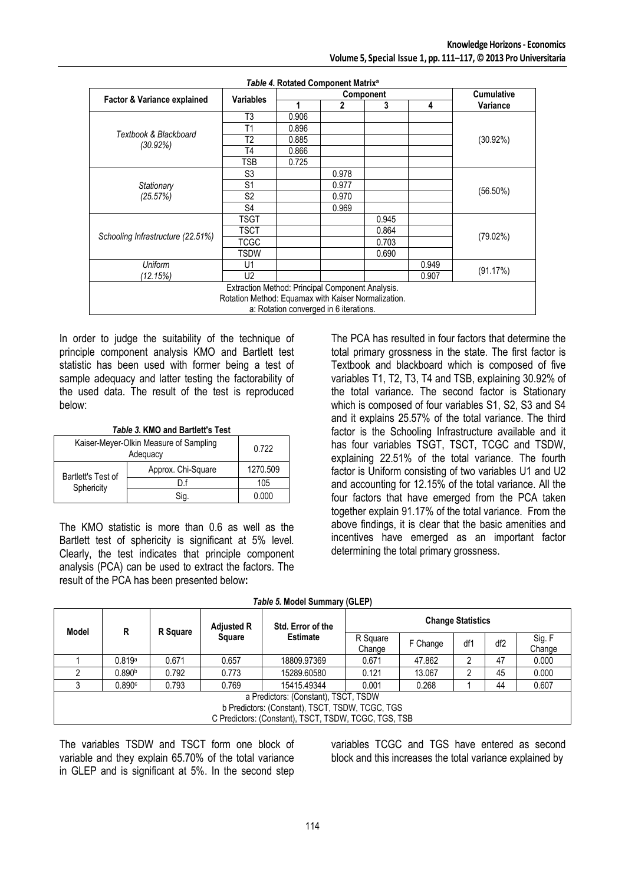*Table 4.* **Rotated Component Matrix**[a]

| Factor & Variance explained | Variables | Component | | | | Cumulative Variance |
|---|---|---|---|---|---|---|
| | | 1 | 2 | 3 | 4 | |
| *Textbook & Blackboard (30.92%)* | T3 | 0.906 | | | | (30.92%) |
| | T1 | 0.896 | | | | |
| | T2 | 0.885 | | | | |
| | T4 | 0.866 | | | | |
| | TSB | 0.725 | | | | |
| *Stationary (25.57%)* | S3 | | 0.978 | | | (56.50%) |
| | S1 | | 0.977 | | | |
| | S2 | | 0.970 | | | |
| | S4 | | 0.969 | | | |
| *Schooling Infrastructure (22.51%)* | TSGT | | | 0.945 | | (79.02%) |
| | TSCT | | | 0.864 | | |
| | TCGC | | | 0.703 | | |
| | TSDW | | | 0.690 | | |
| *Uniform (12.15%)* | U1 | | | | 0.949 | (91.17%) |
| | U2 | | | | 0.907 | |

Extraction Method: Principal Component Analysis.
Rotation Method: Equamax with Kaiser Normalization.
a: Rotation converged in 6 iterations.

In order to judge the suitability of the technique of principle component analysis KMO and Bartlett test statistic has been used with former being a test of sample adequacy and latter testing the factorability of the used data. The result of the test is reproduced below:

*Table 3.* **KMO and Bartlett's Test**

| | | |
|---|---|---|
| Kaiser-Meyer-Olkin Measure of Sampling Adequacy | | 0.722 |
| Bartlett's Test of Sphericity | Approx. Chi-Square | 1270.509 |
| | D.f | 105 |
| | Sig. | 0.000 |

The KMO statistic is more than 0.6 as well as the Bartlett test of sphericity is significant at 5% level. Clearly, the test indicates that principle component analysis (PCA) can be used to extract the factors. The result of the PCA has been presented below**:**

The PCA has resulted in four factors that determine the total primary grossness in the state. The first factor is Textbook and blackboard which is composed of five variables T1, T2, T3, T4 and TSB, explaining 30.92% of the total variance. The second factor is Stationary which is composed of four variables S1, S2, S3 and S4 and it explains 25.57% of the total variance. The third factor is the Schooling Infrastructure available and it has four variables TSGT, TSCT, TCGC and TSDW, explaining 22.51% of the total variance. The fourth factor is Uniform consisting of two variables U1 and U2 and accounting for 12.15% of the total variance. All the four factors that have emerged from the PCA taken together explain 91.17% of the total variance. From the above findings, it is clear that the basic amenities and incentives have emerged as an important factor determining the total primary grossness.

*Table 5.* **Model Summary (GLEP)**

| Model | R | R Square | Adjusted R Square | Std. Error of the Estimate | Change Statistics | | | | |
|---|---|---|---|---|---|---|---|---|---|
| | | | | | R Square Change | F Change | df1 | df2 | Sig. F Change |
| 1 | 0.819[a] | 0.671 | 0.657 | 18809.97369 | 0.671 | 47.862 | 2 | 47 | 0.000 |
| 2 | 0.890[b] | 0.792 | 0.773 | 15289.60580 | 0.121 | 13.067 | 2 | 45 | 0.000 |
| 3 | 0.890[c] | 0.793 | 0.769 | 15415.49344 | 0.001 | 0.268 | 1 | 44 | 0.607 |

a Predictors: (Constant), TSCT, TSDW
b Predictors: (Constant), TSCT, TSDW, TCGC, TGS
C Predictors: (Constant), TSCT, TSDW, TCGC, TGS, TSB

The variables TSDW and TSCT form one block of variable and they explain 65.70% of the total variance in GLEP and is significant at 5%. In the second step variables TCGC and TGS have entered as second block and this increases the total variance explained by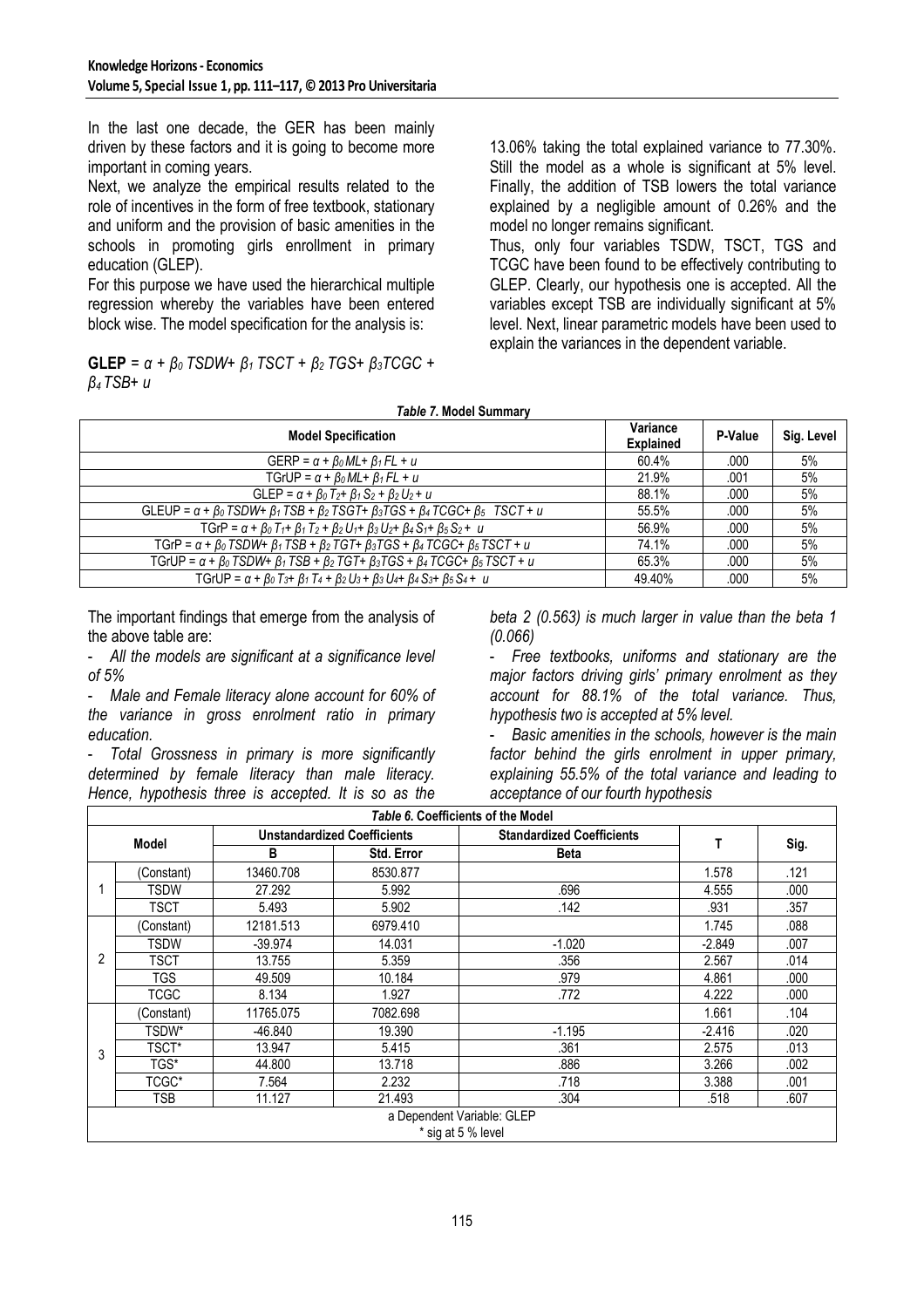In the last one decade, the GER has been mainly driven by these factors and it is going to become more important in coming years.

Next, we analyze the empirical results related to the role of incentives in the form of free textbook, stationary and uniform and the provision of basic amenities in the schools in promoting girls enrollment in primary education (GLEP).

For this purpose we have used the hierarchical multiple regression whereby the variables have been entered block wise. The model specification for the analysis is:

$$\textbf{GLEP} = \alpha + \beta_0\, TSDW + \beta_1\, TSCT + \beta_2\, TGS + \beta_3 TCGC + \beta_4\, TSB + u$$

13.06% taking the total explained variance to 77.30%. Still the model as a whole is significant at 5% level. Finally, the addition of TSB lowers the total variance explained by a negligible amount of 0.26% and the model no longer remains significant.

Thus, only four variables TSDW, TSCT, TGS and TCGC have been found to be effectively contributing to GLEP. Clearly, our hypothesis one is accepted. All the variables except TSB are individually significant at 5% level. Next, linear parametric models have been used to explain the variances in the dependent variable.

***Table 7.* Model Summary**

| Model Specification | Variance Explained | P-Value | Sig. Level |
|---|---|---|---|
| $GERP = \alpha + \beta_0 ML + \beta_1 FL + u$ | 60.4% | .000 | 5% |
| $TGrUP = \alpha + \beta_0 ML + \beta_1 FL + u$ | 21.9% | .001 | 5% |
| $GLEP = \alpha + \beta_0 T_2 + \beta_1 S_2 + \beta_2 U_2 + u$ | 88.1% | .000 | 5% |
| $GLEUP = \alpha + \beta_0 TSDW + \beta_1 TSB + \beta_2 TSGT + \beta_3 TGS + \beta_4 TCGC + \beta_5\ TSCT + u$ | 55.5% | .000 | 5% |
| $TGrP = \alpha + \beta_0 T_1 + \beta_1 T_2 + \beta_2 U_1 + \beta_3 U_2 + \beta_4 S_1 + \beta_5 S_2 + u$ | 56.9% | .000 | 5% |
| $TGrP = \alpha + \beta_0 TSDW + \beta_1 TSB + \beta_2 TGT + \beta_3 TGS + \beta_4 TCGC + \beta_5 TSCT + u$ | 74.1% | .000 | 5% |
| $TGrUP = \alpha + \beta_0 TSDW + \beta_1 TSB + \beta_2 TGT + \beta_3 TGS + \beta_4 TCGC + \beta_5 TSCT + u$ | 65.3% | .000 | 5% |
| $TGrUP = \alpha + \beta_0 T_3 + \beta_1 T_4 + \beta_2 U_3 + \beta_3 U_4 + \beta_4 S_3 + \beta_5 S_4 + u$ | 49.40% | .000 | 5% |

The important findings that emerge from the analysis of the above table are:

- *All the models are significant at a significance level of 5%*
- *Male and Female literacy alone account for 60% of the variance in gross enrolment ratio in primary education.*
- *Total Grossness in primary is more significantly determined by female literacy than male literacy. Hence, hypothesis three is accepted. It is so as the beta 2 (0.563) is much larger in value than the beta 1 (0.066)*
- *Free textbooks, uniforms and stationary are the major factors driving girls' primary enrolment as they account for 88.1% of the total variance. Thus, hypothesis two is accepted at 5% level.*
- *Basic amenities in the schools, however is the main factor behind the girls enrolment in upper primary, explaining 55.5% of the total variance and leading to acceptance of our fourth hypothesis*

***Table 6.* Coefficients of the Model**

| Model | | Unstandardized Coefficients | | Standardized Coefficients | T | Sig. |
|---|---|---|---|---|---|---|
| | | B | Std. Error | Beta | | |
| 1 | (Constant) | 13460.708 | 8530.877 | | 1.578 | .121 |
| | TSDW | 27.292 | 5.992 | .696 | 4.555 | .000 |
| | TSCT | 5.493 | 5.902 | .142 | .931 | .357 |
| 2 | (Constant) | 12181.513 | 6979.410 | | 1.745 | .088 |
| | TSDW | -39.974 | 14.031 | -1.020 | -2.849 | .007 |
| | TSCT | 13.755 | 5.359 | .356 | 2.567 | .014 |
| | TGS | 49.509 | 10.184 | .979 | 4.861 | .000 |
| | TCGC | 8.134 | 1.927 | .772 | 4.222 | .000 |
| 3 | (Constant) | 11765.075 | 7082.698 | | 1.661 | .104 |
| | TSDW* | -46.840 | 19.390 | -1.195 | -2.416 | .020 |
| | TSCT* | 13.947 | 5.415 | .361 | 2.575 | .013 |
| | TGS* | 44.800 | 13.718 | .886 | 3.266 | .002 |
| | TCGC* | 7.564 | 2.232 | .718 | 3.388 | .001 |
| | TSB | 11.127 | 21.493 | .304 | .518 | .607 |

a Dependent Variable: GLEP

* sig at 5 % level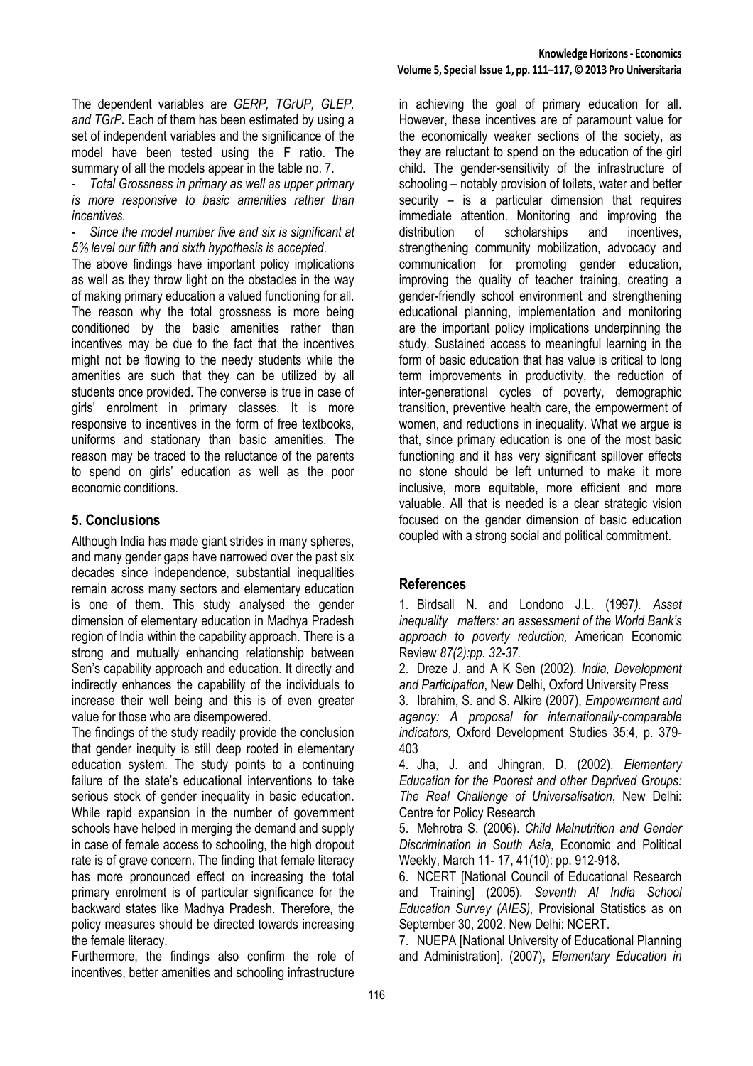The dependent variables are *GERP, TGrUP, GLEP, and TGrP***.** Each of them has been estimated by using a set of independent variables and the significance of the model have been tested using the F ratio. The summary of all the models appear in the table no. 7.

- *Total Grossness in primary as well as upper primary is more responsive to basic amenities rather than incentives.*
- *Since the model number five and six is significant at 5% level our fifth and sixth hypothesis is accepted.*

The above findings have important policy implications as well as they throw light on the obstacles in the way of making primary education a valued functioning for all. The reason why the total grossness is more being conditioned by the basic amenities rather than incentives may be due to the fact that the incentives might not be flowing to the needy students while the amenities are such that they can be utilized by all students once provided. The converse is true in case of girls' enrolment in primary classes. It is more responsive to incentives in the form of free textbooks, uniforms and stationary than basic amenities. The reason may be traced to the reluctance of the parents to spend on girls' education as well as the poor economic conditions.

## 5. Conclusions

Although India has made giant strides in many spheres, and many gender gaps have narrowed over the past six decades since independence, substantial inequalities remain across many sectors and elementary education is one of them. This study analysed the gender dimension of elementary education in Madhya Pradesh region of India within the capability approach. There is a strong and mutually enhancing relationship between Sen's capability approach and education. It directly and indirectly enhances the capability of the individuals to increase their well being and this is of even greater value for those who are disempowered.

The findings of the study readily provide the conclusion that gender inequity is still deep rooted in elementary education system. The study points to a continuing failure of the state's educational interventions to take serious stock of gender inequality in basic education. While rapid expansion in the number of government schools have helped in merging the demand and supply in case of female access to schooling, the high dropout rate is of grave concern. The finding that female literacy has more pronounced effect on increasing the total primary enrolment is of particular significance for the backward states like Madhya Pradesh. Therefore, the policy measures should be directed towards increasing the female literacy.

Furthermore, the findings also confirm the role of incentives, better amenities and schooling infrastructure in achieving the goal of primary education for all. However, these incentives are of paramount value for the economically weaker sections of the society, as they are reluctant to spend on the education of the girl child. The gender-sensitivity of the infrastructure of schooling – notably provision of toilets, water and better security – is a particular dimension that requires immediate attention. Monitoring and improving the distribution of scholarships and incentives, strengthening community mobilization, advocacy and communication for promoting gender education, improving the quality of teacher training, creating a gender-friendly school environment and strengthening educational planning, implementation and monitoring are the important policy implications underpinning the study. Sustained access to meaningful learning in the form of basic education that has value is critical to long term improvements in productivity, the reduction of inter-generational cycles of poverty, demographic transition, preventive health care, the empowerment of women, and reductions in inequality. What we argue is that, since primary education is one of the most basic functioning and it has very significant spillover effects no stone should be left unturned to make it more inclusive, more equitable, more efficient and more valuable. All that is needed is a clear strategic vision focused on the gender dimension of basic education coupled with a strong social and political commitment.

## References

1. Birdsall N. and Londono J.L. (1997*). Asset inequality matters: an assessment of the World Bank's approach to poverty reduction,* American Economic Review *87(2):pp. 32-37.*
2. Dreze J. and A K Sen (2002). *India, Development and Participation*, New Delhi, Oxford University Press
3. Ibrahim, S. and S. Alkire (2007), *Empowerment and agency: A proposal for internationally-comparable indicators,* Oxford Development Studies 35:4, p. 379-403
4. Jha, J. and Jhingran, D. (2002). *Elementary Education for the Poorest and other Deprived Groups: The Real Challenge of Universalisation*, New Delhi: Centre for Policy Research
5. Mehrotra S. (2006). *Child Malnutrition and Gender Discrimination in South Asia,* Economic and Political Weekly, March 11- 17, 41(10): pp. 912-918.
6. NCERT [National Council of Educational Research and Training] (2005). *Seventh Al India School Education Survey (AIES),* Provisional Statistics as on September 30, 2002. New Delhi: NCERT.
7. NUEPA [National University of Educational Planning and Administration]. (2007), *Elementary Education in*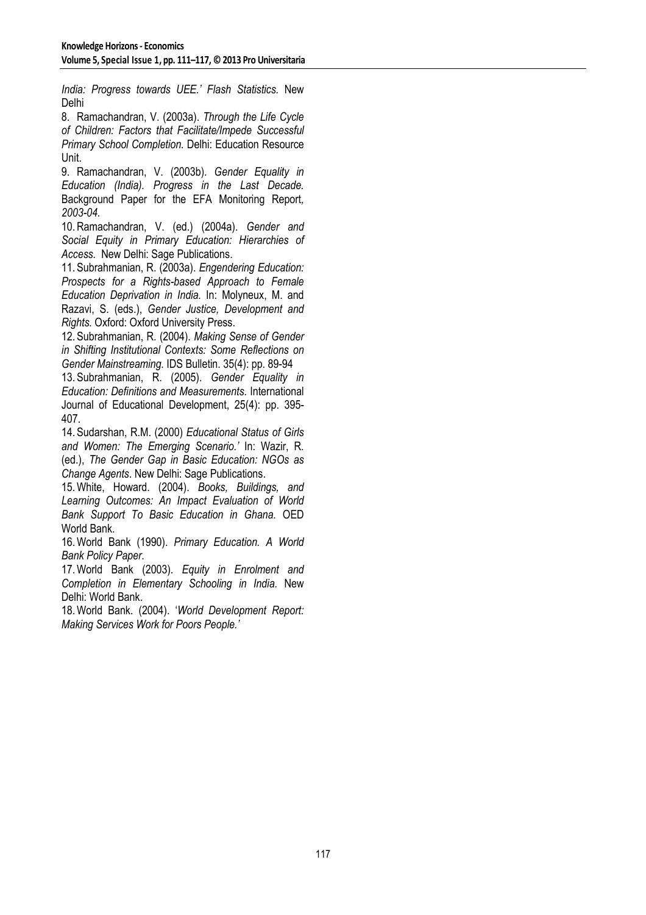*India: Progress towards UEE.' Flash Statistics.* New Delhi

8. Ramachandran, V. (2003a). *Through the Life Cycle of Children: Factors that Facilitate/Impede Successful Primary School Completion.* Delhi: Education Resource Unit.

9. Ramachandran, V. (2003b). *Gender Equality in Education (India). Progress in the Last Decade.* Background Paper for the EFA Monitoring Report, *2003-04.*

10. Ramachandran, V. (ed.) (2004a). *Gender and Social Equity in Primary Education: Hierarchies of Access.* New Delhi: Sage Publications.

11. Subrahmanian, R. (2003a). *Engendering Education: Prospects for a Rights-based Approach to Female Education Deprivation in India.* In: Molyneux, M. and Razavi, S. (eds.), *Gender Justice, Development and Rights.* Oxford: Oxford University Press.

12. Subrahmanian, R. (2004). *Making Sense of Gender in Shifting Institutional Contexts: Some Reflections on Gender Mainstreaming.* IDS Bulletin. 35(4): pp. 89-94

13. Subrahmanian, R. (2005). *Gender Equality in Education: Definitions and Measurements.* International Journal of Educational Development, 25(4): pp. 395-407.

14. Sudarshan, R.M. (2000) *Educational Status of Girls and Women: The Emerging Scenario.'* In: Wazir, R. (ed.), *The Gender Gap in Basic Education: NGOs as Change Agents*. New Delhi: Sage Publications.

15. White, Howard. (2004). *Books, Buildings, and Learning Outcomes: An Impact Evaluation of World Bank Support To Basic Education in Ghana.* OED World Bank.

16. World Bank (1990). *Primary Education. A World Bank Policy Paper.*

17. World Bank (2003). *Equity in Enrolment and Completion in Elementary Schooling in India.* New Delhi: World Bank.

18. World Bank. (2004). '*World Development Report: Making Services Work for Poors People.'*